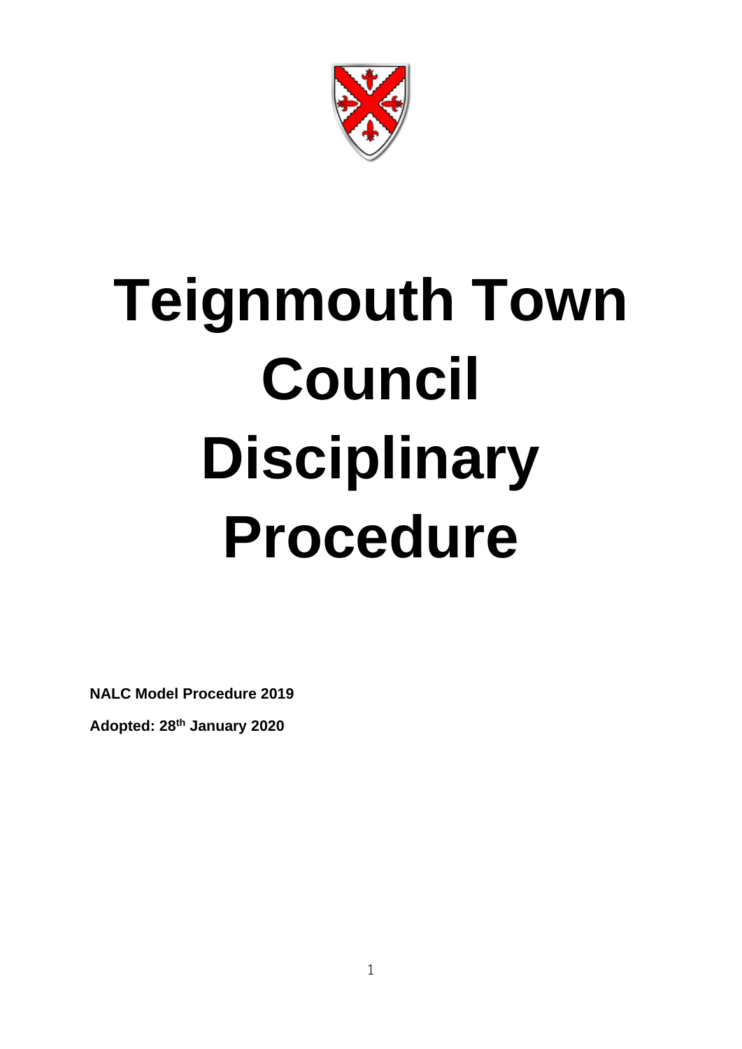# Teignmouth Town Council Disciplinary Procedure

**NALC Model Procedure 2019**

**Adopted: 28th January 2020**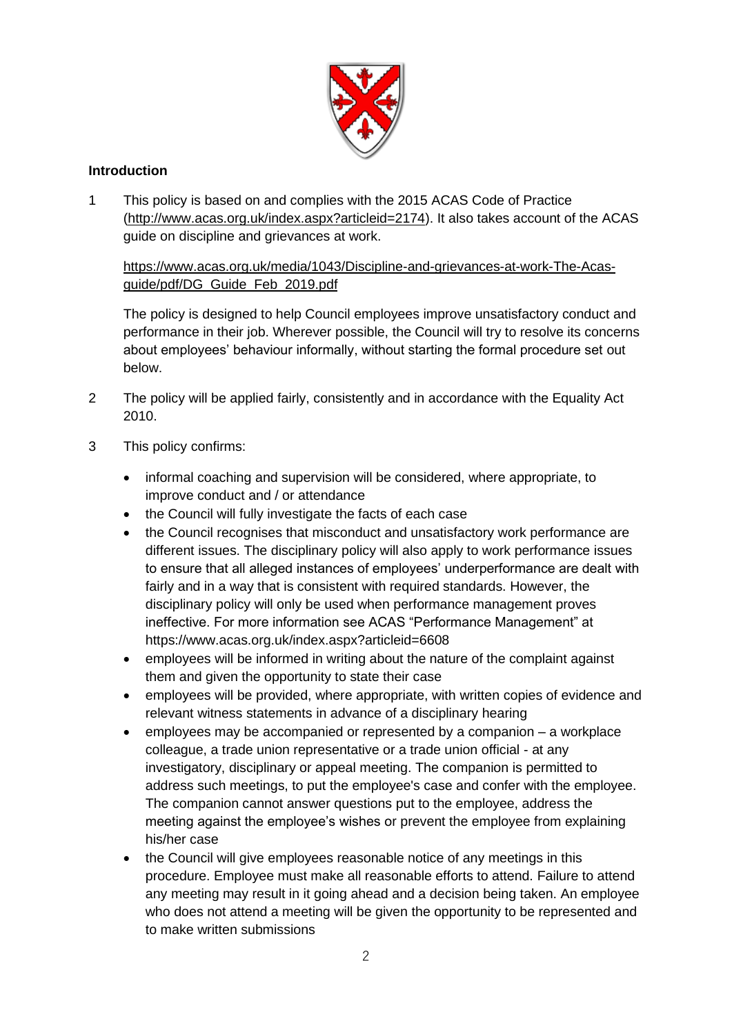## Introduction

1 This policy is based on and complies with the 2015 ACAS Code of Practice (http://www.acas.org.uk/index.aspx?articleid=2174). It also takes account of the ACAS guide on discipline and grievances at work.

https://www.acas.org.uk/media/1043/Discipline-and-grievances-at-work-The-Acas-guide/pdf/DG_Guide_Feb_2019.pdf

The policy is designed to help Council employees improve unsatisfactory conduct and performance in their job. Wherever possible, the Council will try to resolve its concerns about employees' behaviour informally, without starting the formal procedure set out below.

2 The policy will be applied fairly, consistently and in accordance with the Equality Act 2010.

3 This policy confirms:

- informal coaching and supervision will be considered, where appropriate, to improve conduct and / or attendance
- the Council will fully investigate the facts of each case
- the Council recognises that misconduct and unsatisfactory work performance are different issues. The disciplinary policy will also apply to work performance issues to ensure that all alleged instances of employees' underperformance are dealt with fairly and in a way that is consistent with required standards. However, the disciplinary policy will only be used when performance management proves ineffective. For more information see ACAS "Performance Management" at https://www.acas.org.uk/index.aspx?articleid=6608
- employees will be informed in writing about the nature of the complaint against them and given the opportunity to state their case
- employees will be provided, where appropriate, with written copies of evidence and relevant witness statements in advance of a disciplinary hearing
- employees may be accompanied or represented by a companion – a workplace colleague, a trade union representative or a trade union official - at any investigatory, disciplinary or appeal meeting. The companion is permitted to address such meetings, to put the employee's case and confer with the employee. The companion cannot answer questions put to the employee, address the meeting against the employee's wishes or prevent the employee from explaining his/her case
- the Council will give employees reasonable notice of any meetings in this procedure. Employee must make all reasonable efforts to attend. Failure to attend any meeting may result in it going ahead and a decision being taken. An employee who does not attend a meeting will be given the opportunity to be represented and to make written submissions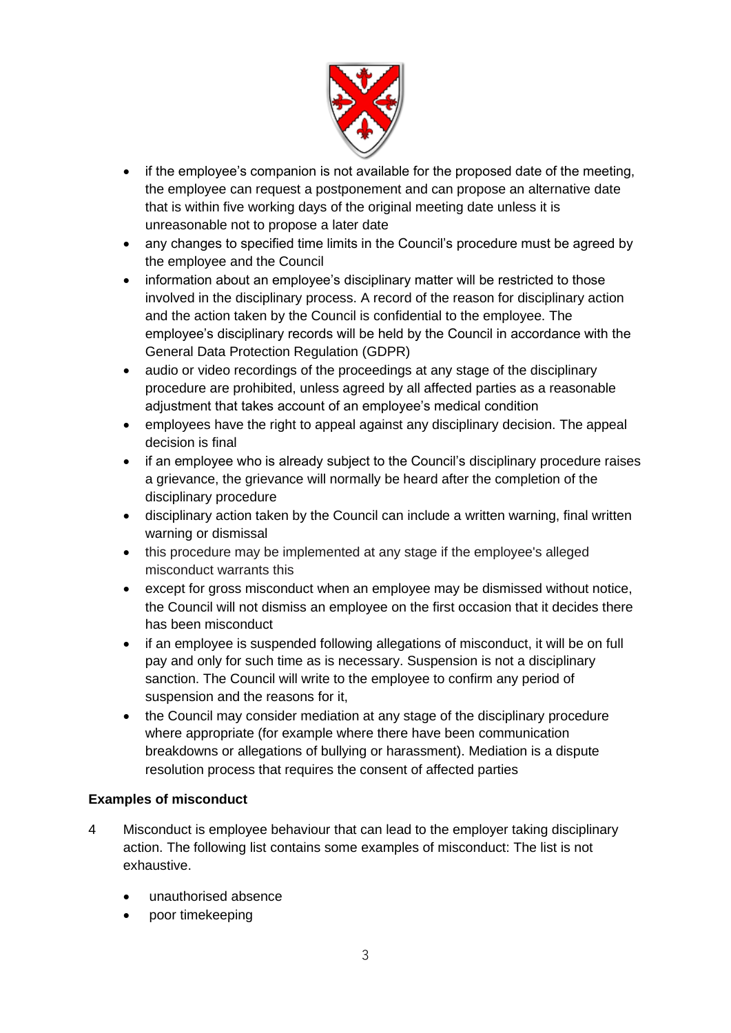- if the employee's companion is not available for the proposed date of the meeting, the employee can request a postponement and can propose an alternative date that is within five working days of the original meeting date unless it is unreasonable not to propose a later date
- any changes to specified time limits in the Council's procedure must be agreed by the employee and the Council
- information about an employee's disciplinary matter will be restricted to those involved in the disciplinary process. A record of the reason for disciplinary action and the action taken by the Council is confidential to the employee. The employee's disciplinary records will be held by the Council in accordance with the General Data Protection Regulation (GDPR)
- audio or video recordings of the proceedings at any stage of the disciplinary procedure are prohibited, unless agreed by all affected parties as a reasonable adjustment that takes account of an employee's medical condition
- employees have the right to appeal against any disciplinary decision. The appeal decision is final
- if an employee who is already subject to the Council's disciplinary procedure raises a grievance, the grievance will normally be heard after the completion of the disciplinary procedure
- disciplinary action taken by the Council can include a written warning, final written warning or dismissal
- this procedure may be implemented at any stage if the employee's alleged misconduct warrants this
- except for gross misconduct when an employee may be dismissed without notice, the Council will not dismiss an employee on the first occasion that it decides there has been misconduct
- if an employee is suspended following allegations of misconduct, it will be on full pay and only for such time as is necessary. Suspension is not a disciplinary sanction. The Council will write to the employee to confirm any period of suspension and the reasons for it,
- the Council may consider mediation at any stage of the disciplinary procedure where appropriate (for example where there have been communication breakdowns or allegations of bullying or harassment). Mediation is a dispute resolution process that requires the consent of affected parties

**Examples of misconduct**

4 Misconduct is employee behaviour that can lead to the employer taking disciplinary action. The following list contains some examples of misconduct: The list is not exhaustive.

- unauthorised absence
- poor timekeeping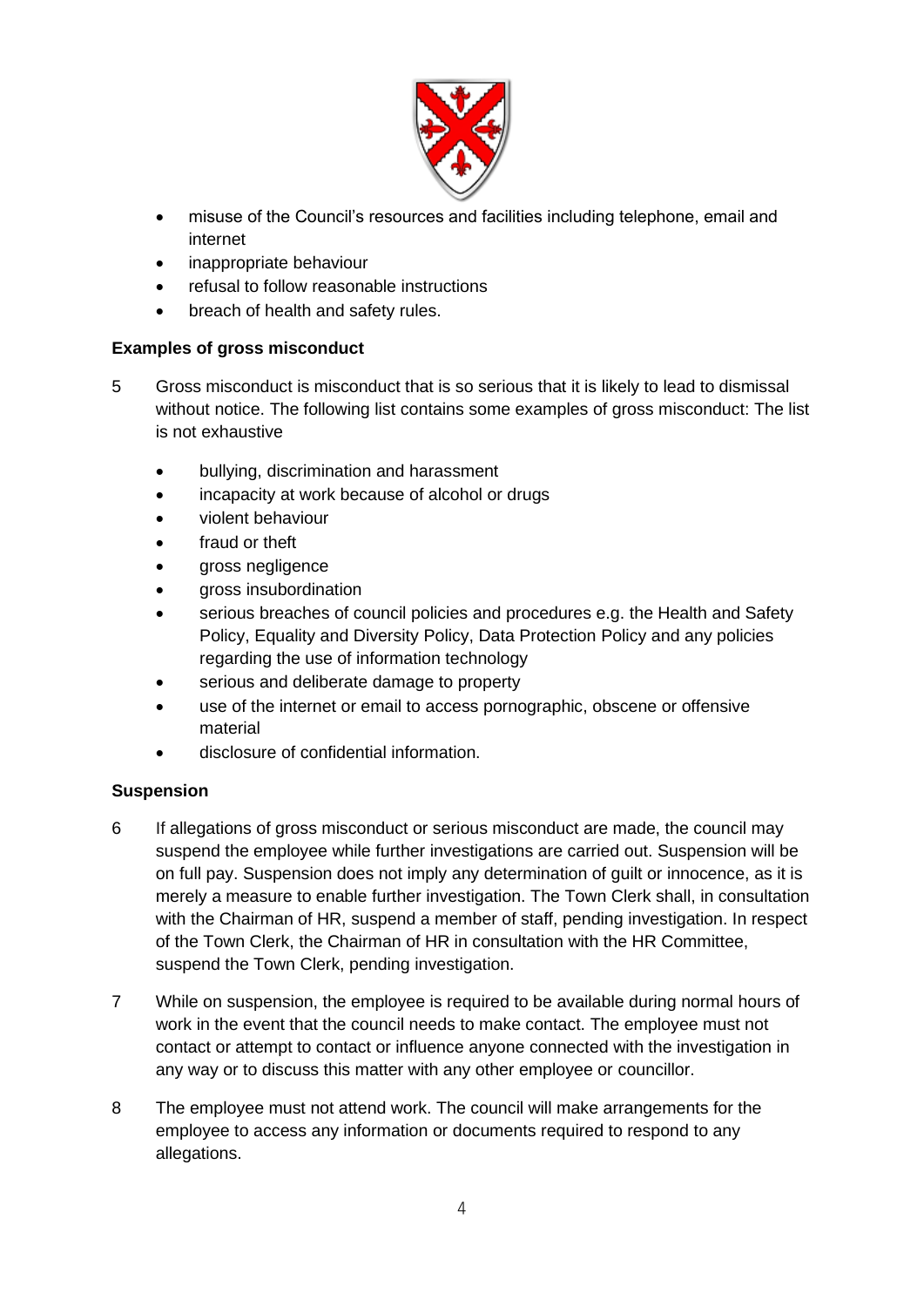- misuse of the Council's resources and facilities including telephone, email and internet
- inappropriate behaviour
- refusal to follow reasonable instructions
- breach of health and safety rules.

**Examples of gross misconduct**

5 Gross misconduct is misconduct that is so serious that it is likely to lead to dismissal without notice. The following list contains some examples of gross misconduct: The list is not exhaustive

- bullying, discrimination and harassment
- incapacity at work because of alcohol or drugs
- violent behaviour
- fraud or theft
- gross negligence
- gross insubordination
- serious breaches of council policies and procedures e.g. the Health and Safety Policy, Equality and Diversity Policy, Data Protection Policy and any policies regarding the use of information technology
- serious and deliberate damage to property
- use of the internet or email to access pornographic, obscene or offensive material
- disclosure of confidential information.

**Suspension**

6 If allegations of gross misconduct or serious misconduct are made, the council may suspend the employee while further investigations are carried out. Suspension will be on full pay. Suspension does not imply any determination of guilt or innocence, as it is merely a measure to enable further investigation. The Town Clerk shall, in consultation with the Chairman of HR, suspend a member of staff, pending investigation. In respect of the Town Clerk, the Chairman of HR in consultation with the HR Committee, suspend the Town Clerk, pending investigation.

7 While on suspension, the employee is required to be available during normal hours of work in the event that the council needs to make contact. The employee must not contact or attempt to contact or influence anyone connected with the investigation in any way or to discuss this matter with any other employee or councillor.

8 The employee must not attend work. The council will make arrangements for the employee to access any information or documents required to respond to any allegations.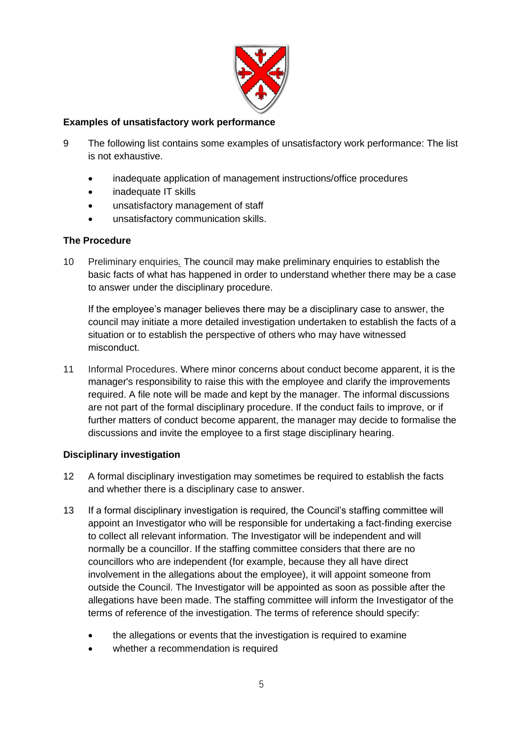**Examples of unsatisfactory work performance**

9 The following list contains some examples of unsatisfactory work performance: The list is not exhaustive.

- inadequate application of management instructions/office procedures
- inadequate IT skills
- unsatisfactory management of staff
- unsatisfactory communication skills.

**The Procedure**

10 Preliminary enquiries. The council may make preliminary enquiries to establish the basic facts of what has happened in order to understand whether there may be a case to answer under the disciplinary procedure.

If the employee's manager believes there may be a disciplinary case to answer, the council may initiate a more detailed investigation undertaken to establish the facts of a situation or to establish the perspective of others who may have witnessed misconduct.

11 Informal Procedures. Where minor concerns about conduct become apparent, it is the manager's responsibility to raise this with the employee and clarify the improvements required. A file note will be made and kept by the manager. The informal discussions are not part of the formal disciplinary procedure. If the conduct fails to improve, or if further matters of conduct become apparent, the manager may decide to formalise the discussions and invite the employee to a first stage disciplinary hearing.

**Disciplinary investigation**

12 A formal disciplinary investigation may sometimes be required to establish the facts and whether there is a disciplinary case to answer.

13 If a formal disciplinary investigation is required, the Council's staffing committee will appoint an Investigator who will be responsible for undertaking a fact-finding exercise to collect all relevant information. The Investigator will be independent and will normally be a councillor. If the staffing committee considers that there are no councillors who are independent (for example, because they all have direct involvement in the allegations about the employee), it will appoint someone from outside the Council. The Investigator will be appointed as soon as possible after the allegations have been made. The staffing committee will inform the Investigator of the terms of reference of the investigation. The terms of reference should specify:

- the allegations or events that the investigation is required to examine
- whether a recommendation is required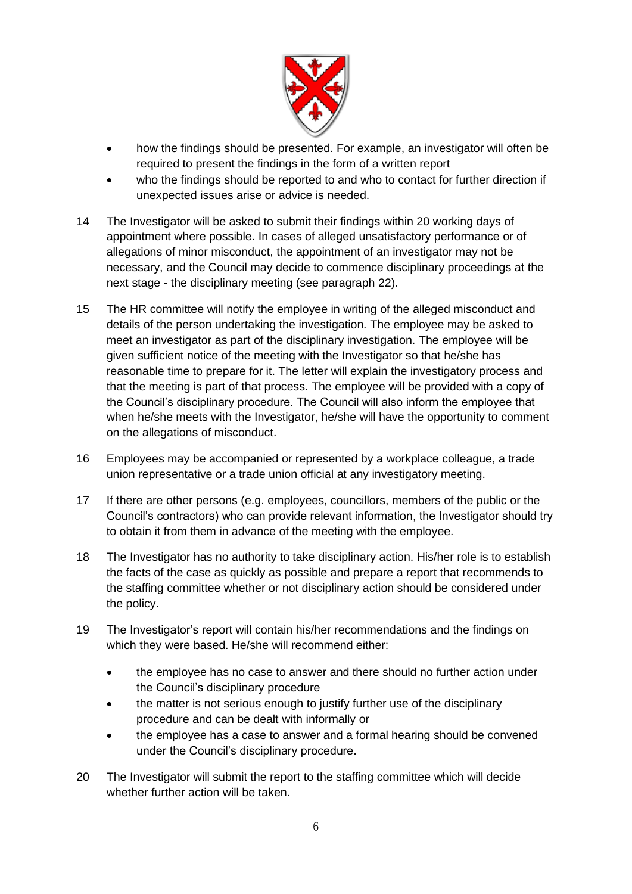- how the findings should be presented. For example, an investigator will often be required to present the findings in the form of a written report
- who the findings should be reported to and who to contact for further direction if unexpected issues arise or advice is needed.

14 The Investigator will be asked to submit their findings within 20 working days of appointment where possible. In cases of alleged unsatisfactory performance or of allegations of minor misconduct, the appointment of an investigator may not be necessary, and the Council may decide to commence disciplinary proceedings at the next stage - the disciplinary meeting (see paragraph 22).

15 The HR committee will notify the employee in writing of the alleged misconduct and details of the person undertaking the investigation. The employee may be asked to meet an investigator as part of the disciplinary investigation. The employee will be given sufficient notice of the meeting with the Investigator so that he/she has reasonable time to prepare for it. The letter will explain the investigatory process and that the meeting is part of that process. The employee will be provided with a copy of the Council's disciplinary procedure. The Council will also inform the employee that when he/she meets with the Investigator, he/she will have the opportunity to comment on the allegations of misconduct.

16 Employees may be accompanied or represented by a workplace colleague, a trade union representative or a trade union official at any investigatory meeting.

17 If there are other persons (e.g. employees, councillors, members of the public or the Council's contractors) who can provide relevant information, the Investigator should try to obtain it from them in advance of the meeting with the employee.

18 The Investigator has no authority to take disciplinary action. His/her role is to establish the facts of the case as quickly as possible and prepare a report that recommends to the staffing committee whether or not disciplinary action should be considered under the policy.

19 The Investigator's report will contain his/her recommendations and the findings on which they were based. He/she will recommend either:

- the employee has no case to answer and there should no further action under the Council's disciplinary procedure
- the matter is not serious enough to justify further use of the disciplinary procedure and can be dealt with informally or
- the employee has a case to answer and a formal hearing should be convened under the Council's disciplinary procedure.

20 The Investigator will submit the report to the staffing committee which will decide whether further action will be taken.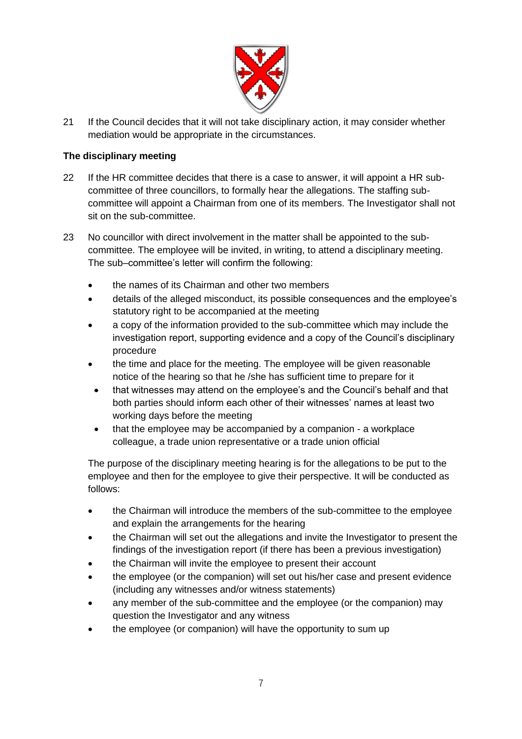21 If the Council decides that it will not take disciplinary action, it may consider whether mediation would be appropriate in the circumstances.

**The disciplinary meeting**

22 If the HR committee decides that there is a case to answer, it will appoint a HR sub-committee of three councillors, to formally hear the allegations. The staffing sub-committee will appoint a Chairman from one of its members. The Investigator shall not sit on the sub-committee.

23 No councillor with direct involvement in the matter shall be appointed to the sub-committee. The employee will be invited, in writing, to attend a disciplinary meeting. The sub–committee's letter will confirm the following:

- the names of its Chairman and other two members
- details of the alleged misconduct, its possible consequences and the employee's statutory right to be accompanied at the meeting
- a copy of the information provided to the sub-committee which may include the investigation report, supporting evidence and a copy of the Council's disciplinary procedure
- the time and place for the meeting. The employee will be given reasonable notice of the hearing so that he /she has sufficient time to prepare for it
- that witnesses may attend on the employee's and the Council's behalf and that both parties should inform each other of their witnesses' names at least two working days before the meeting
- that the employee may be accompanied by a companion - a workplace colleague, a trade union representative or a trade union official

The purpose of the disciplinary meeting hearing is for the allegations to be put to the employee and then for the employee to give their perspective. It will be conducted as follows:

- the Chairman will introduce the members of the sub-committee to the employee and explain the arrangements for the hearing
- the Chairman will set out the allegations and invite the Investigator to present the findings of the investigation report (if there has been a previous investigation)
- the Chairman will invite the employee to present their account
- the employee (or the companion) will set out his/her case and present evidence (including any witnesses and/or witness statements)
- any member of the sub-committee and the employee (or the companion) may question the Investigator and any witness
- the employee (or companion) will have the opportunity to sum up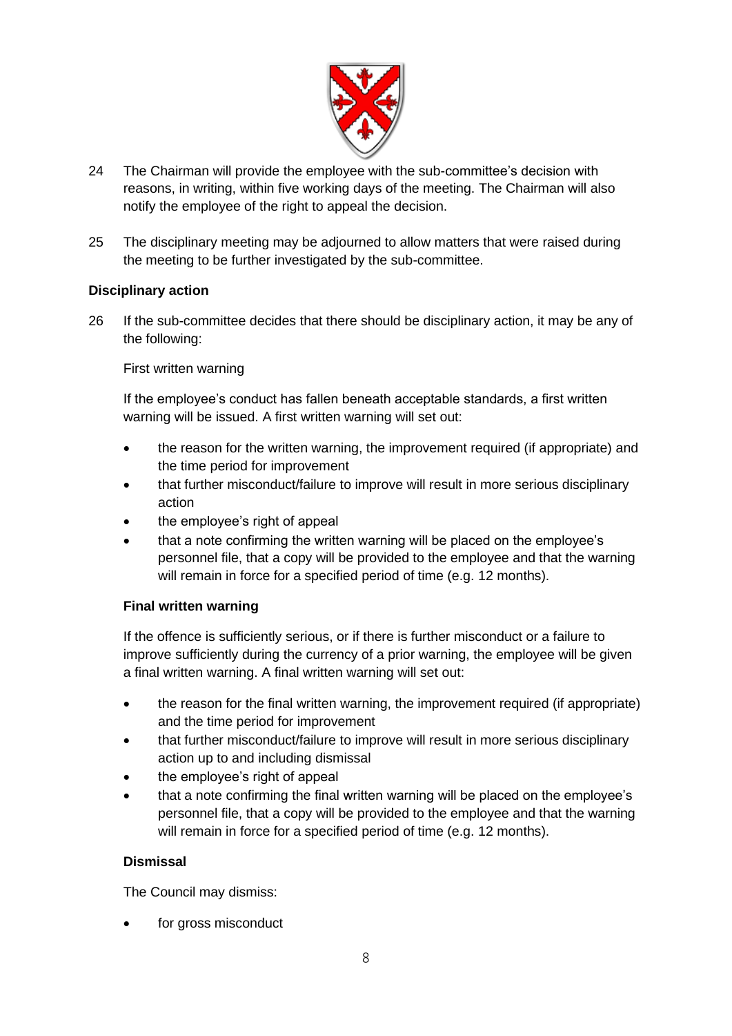24 The Chairman will provide the employee with the sub-committee's decision with reasons, in writing, within five working days of the meeting. The Chairman will also notify the employee of the right to appeal the decision.

25 The disciplinary meeting may be adjourned to allow matters that were raised during the meeting to be further investigated by the sub-committee.

**Disciplinary action**

26 If the sub-committee decides that there should be disciplinary action, it may be any of the following:

First written warning

If the employee's conduct has fallen beneath acceptable standards, a first written warning will be issued. A first written warning will set out:

- the reason for the written warning, the improvement required (if appropriate) and the time period for improvement
- that further misconduct/failure to improve will result in more serious disciplinary action
- the employee's right of appeal
- that a note confirming the written warning will be placed on the employee's personnel file, that a copy will be provided to the employee and that the warning will remain in force for a specified period of time (e.g. 12 months).

**Final written warning**

If the offence is sufficiently serious, or if there is further misconduct or a failure to improve sufficiently during the currency of a prior warning, the employee will be given a final written warning. A final written warning will set out:

- the reason for the final written warning, the improvement required (if appropriate) and the time period for improvement
- that further misconduct/failure to improve will result in more serious disciplinary action up to and including dismissal
- the employee's right of appeal
- that a note confirming the final written warning will be placed on the employee's personnel file, that a copy will be provided to the employee and that the warning will remain in force for a specified period of time (e.g. 12 months).

**Dismissal**

The Council may dismiss:

- for gross misconduct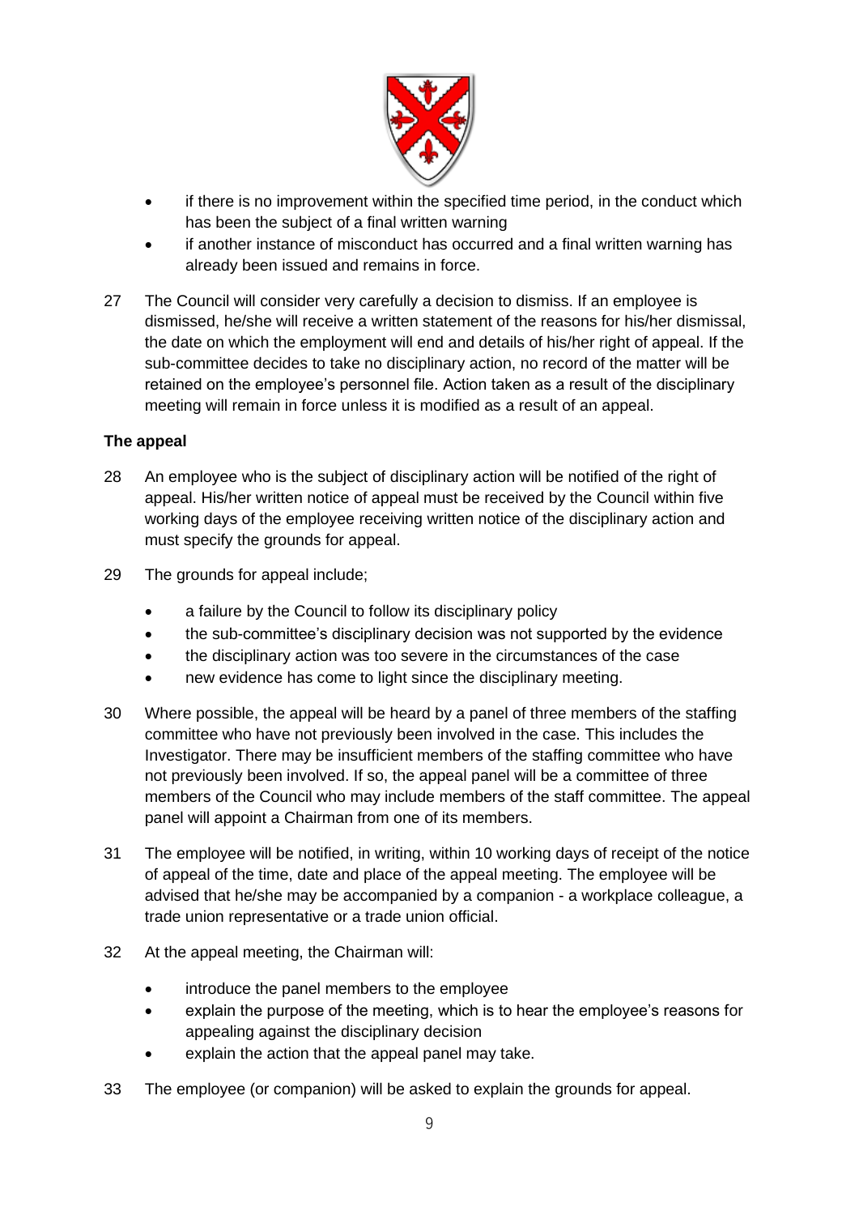- if there is no improvement within the specified time period, in the conduct which has been the subject of a final written warning
- if another instance of misconduct has occurred and a final written warning has already been issued and remains in force.

27 The Council will consider very carefully a decision to dismiss. If an employee is dismissed, he/she will receive a written statement of the reasons for his/her dismissal, the date on which the employment will end and details of his/her right of appeal. If the sub-committee decides to take no disciplinary action, no record of the matter will be retained on the employee's personnel file. Action taken as a result of the disciplinary meeting will remain in force unless it is modified as a result of an appeal.

**The appeal**

28 An employee who is the subject of disciplinary action will be notified of the right of appeal. His/her written notice of appeal must be received by the Council within five working days of the employee receiving written notice of the disciplinary action and must specify the grounds for appeal.

29 The grounds for appeal include;

- a failure by the Council to follow its disciplinary policy
- the sub-committee's disciplinary decision was not supported by the evidence
- the disciplinary action was too severe in the circumstances of the case
- new evidence has come to light since the disciplinary meeting.

30 Where possible, the appeal will be heard by a panel of three members of the staffing committee who have not previously been involved in the case. This includes the Investigator. There may be insufficient members of the staffing committee who have not previously been involved. If so, the appeal panel will be a committee of three members of the Council who may include members of the staff committee. The appeal panel will appoint a Chairman from one of its members.

31 The employee will be notified, in writing, within 10 working days of receipt of the notice of appeal of the time, date and place of the appeal meeting. The employee will be advised that he/she may be accompanied by a companion - a workplace colleague, a trade union representative or a trade union official.

32 At the appeal meeting, the Chairman will:

- introduce the panel members to the employee
- explain the purpose of the meeting, which is to hear the employee's reasons for appealing against the disciplinary decision
- explain the action that the appeal panel may take.

33 The employee (or companion) will be asked to explain the grounds for appeal.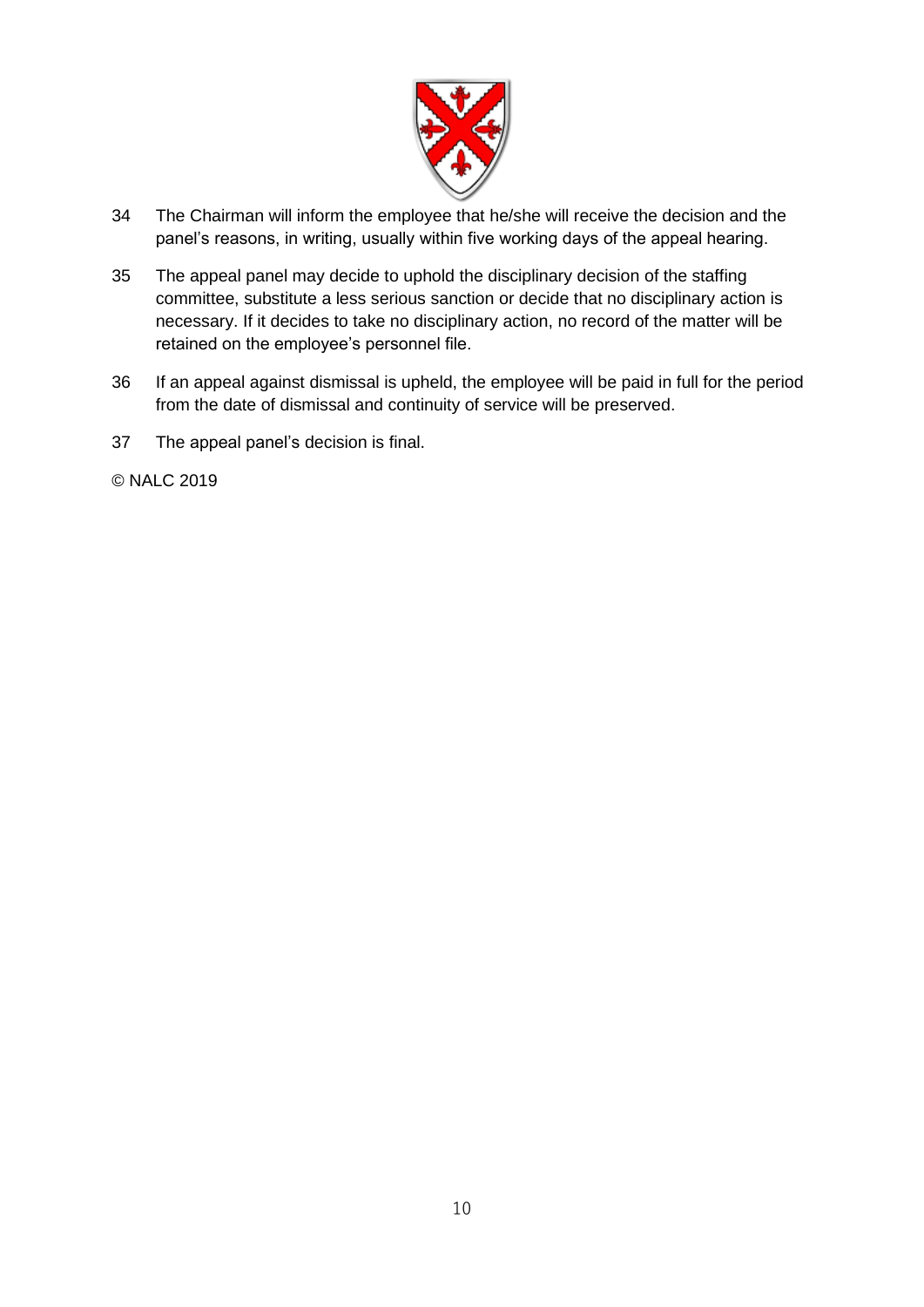34 The Chairman will inform the employee that he/she will receive the decision and the panel's reasons, in writing, usually within five working days of the appeal hearing.

35 The appeal panel may decide to uphold the disciplinary decision of the staffing committee, substitute a less serious sanction or decide that no disciplinary action is necessary. If it decides to take no disciplinary action, no record of the matter will be retained on the employee's personnel file.

36 If an appeal against dismissal is upheld, the employee will be paid in full for the period from the date of dismissal and continuity of service will be preserved.

37 The appeal panel's decision is final.

© NALC 2019